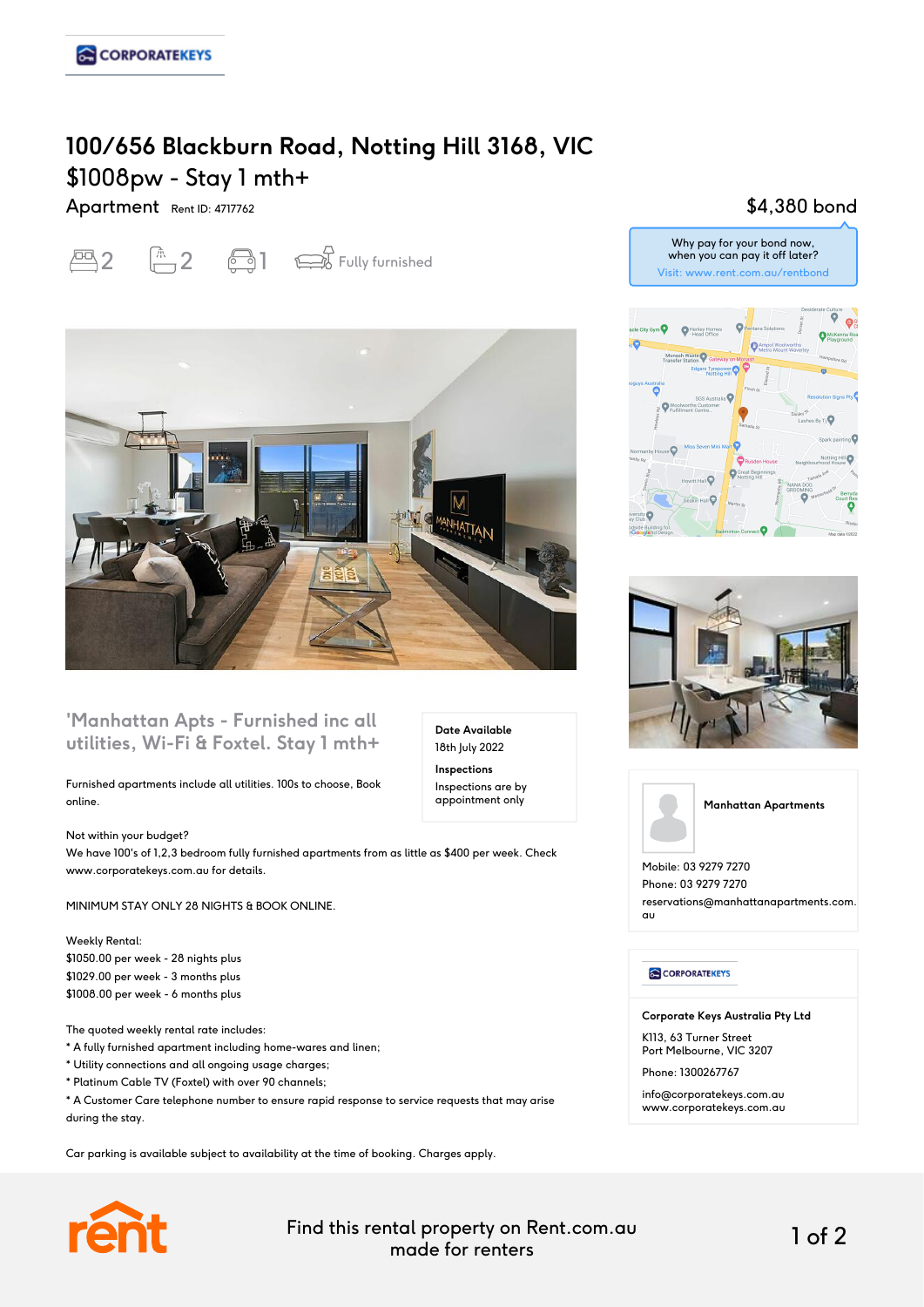CORPORATEKEYS

# 100/656 Blackburn Road, Notting Hill 3168, VIC

## $1008pw - Stay 1 mth+

Apartment Rent ID: 4717762

2 2 1 Fully furnished

$4,380 bond

Why pay for your bond now, when you can pay it off later?
Visit: www.rent.com.au/rentbond

### 'Manhattan Apts - Furnished inc all utilities, Wi-Fi & Foxtel. Stay 1 mth+

**Date Available**
18th July 2022

**Inspections**
Inspections are by appointment only

Furnished apartments include all utilities. 100s to choose, Book online.

Not within your budget?
We have 100's of 1,2,3 bedroom fully furnished apartments from as little as $400 per week. Check www.corporatekeys.com.au for details.

MINIMUM STAY ONLY 28 NIGHTS & BOOK ONLINE.

Weekly Rental:
$1050.00 per week - 28 nights plus
$1029.00 per week - 3 months plus
$1008.00 per week - 6 months plus

The quoted weekly rental rate includes:
* A fully furnished apartment including home-wares and linen;
* Utility connections and all ongoing usage charges;
* Platinum Cable TV (Foxtel) with over 90 channels;
* A Customer Care telephone number to ensure rapid response to service requests that may arise during the stay.

Car parking is available subject to availability at the time of booking. Charges apply.

**Manhattan Apartments**

Mobile: 03 9279 7270
Phone: 03 9279 7270
reservations@manhattanapartments.com.au

CORPORATEKEYS

**Corporate Keys Australia Pty Ltd**

K113, 63 Turner Street
Port Melbourne, VIC 3207

Phone: 1300267767

info@corporatekeys.com.au
www.corporatekeys.com.au

Find this rental property on Rent.com.au made for renters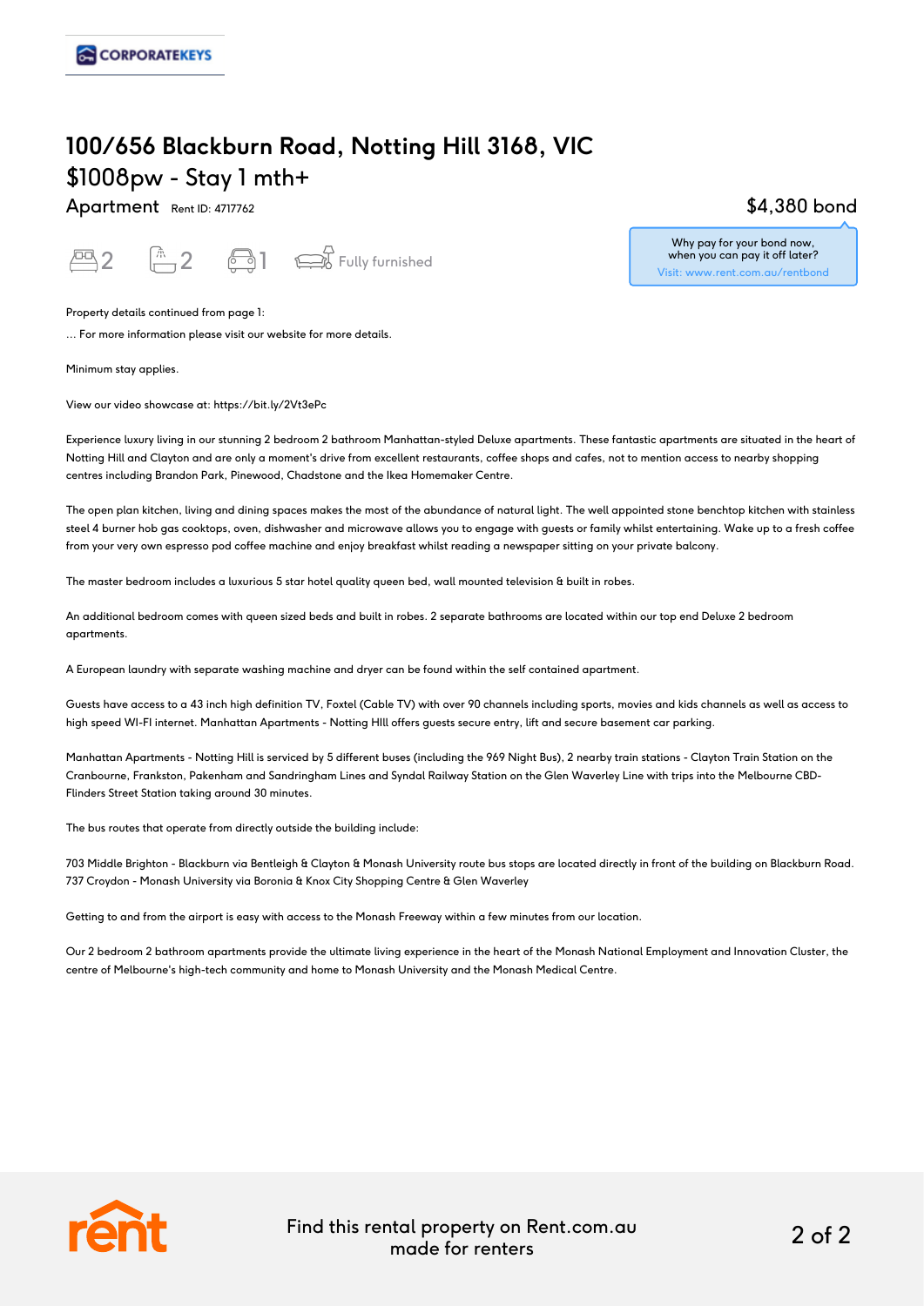# 100/656 Blackburn Road, Notting Hill 3168, VIC

## $1008pw - Stay 1 mth+

Apartment Rent ID: 4717762

$4,380 bond

Why pay for your bond now, when you can pay it off later?
Visit: www.rent.com.au/rentbond

2 2 1 Fully furnished

Property details continued from page 1:

... For more information please visit our website for more details.

Minimum stay applies.

View our video showcase at: https://bit.ly/2Vt3ePc

Experience luxury living in our stunning 2 bedroom 2 bathroom Manhattan-styled Deluxe apartments. These fantastic apartments are situated in the heart of Notting Hill and Clayton and are only a moment's drive from excellent restaurants, coffee shops and cafes, not to mention access to nearby shopping centres including Brandon Park, Pinewood, Chadstone and the Ikea Homemaker Centre.

The open plan kitchen, living and dining spaces makes the most of the abundance of natural light. The well appointed stone benchtop kitchen with stainless steel 4 burner hob gas cooktops, oven, dishwasher and microwave allows you to engage with guests or family whilst entertaining. Wake up to a fresh coffee from your very own espresso pod coffee machine and enjoy breakfast whilst reading a newspaper sitting on your private balcony.

The master bedroom includes a luxurious 5 star hotel quality queen bed, wall mounted television & built in robes.

An additional bedroom comes with queen sized beds and built in robes. 2 separate bathrooms are located within our top end Deluxe 2 bedroom apartments.

A European laundry with separate washing machine and dryer can be found within the self contained apartment.

Guests have access to a 43 inch high definition TV, Foxtel (Cable TV) with over 90 channels including sports, movies and kids channels as well as access to high speed WI-FI internet. Manhattan Apartments - Notting HIll offers guests secure entry, lift and secure basement car parking.

Manhattan Apartments - Notting Hill is serviced by 5 different buses (including the 969 Night Bus), 2 nearby train stations - Clayton Train Station on the Cranbourne, Frankston, Pakenham and Sandringham Lines and Syndal Railway Station on the Glen Waverley Line with trips into the Melbourne CBD-Flinders Street Station taking around 30 minutes.

The bus routes that operate from directly outside the building include:

703 Middle Brighton - Blackburn via Bentleigh & Clayton & Monash University route bus stops are located directly in front of the building on Blackburn Road.
737 Croydon - Monash University via Boronia & Knox City Shopping Centre & Glen Waverley

Getting to and from the airport is easy with access to the Monash Freeway within a few minutes from our location.

Our 2 bedroom 2 bathroom apartments provide the ultimate living experience in the heart of the Monash National Employment and Innovation Cluster, the centre of Melbourne's high-tech community and home to Monash University and the Monash Medical Centre.

Find this rental property on Rent.com.au made for renters